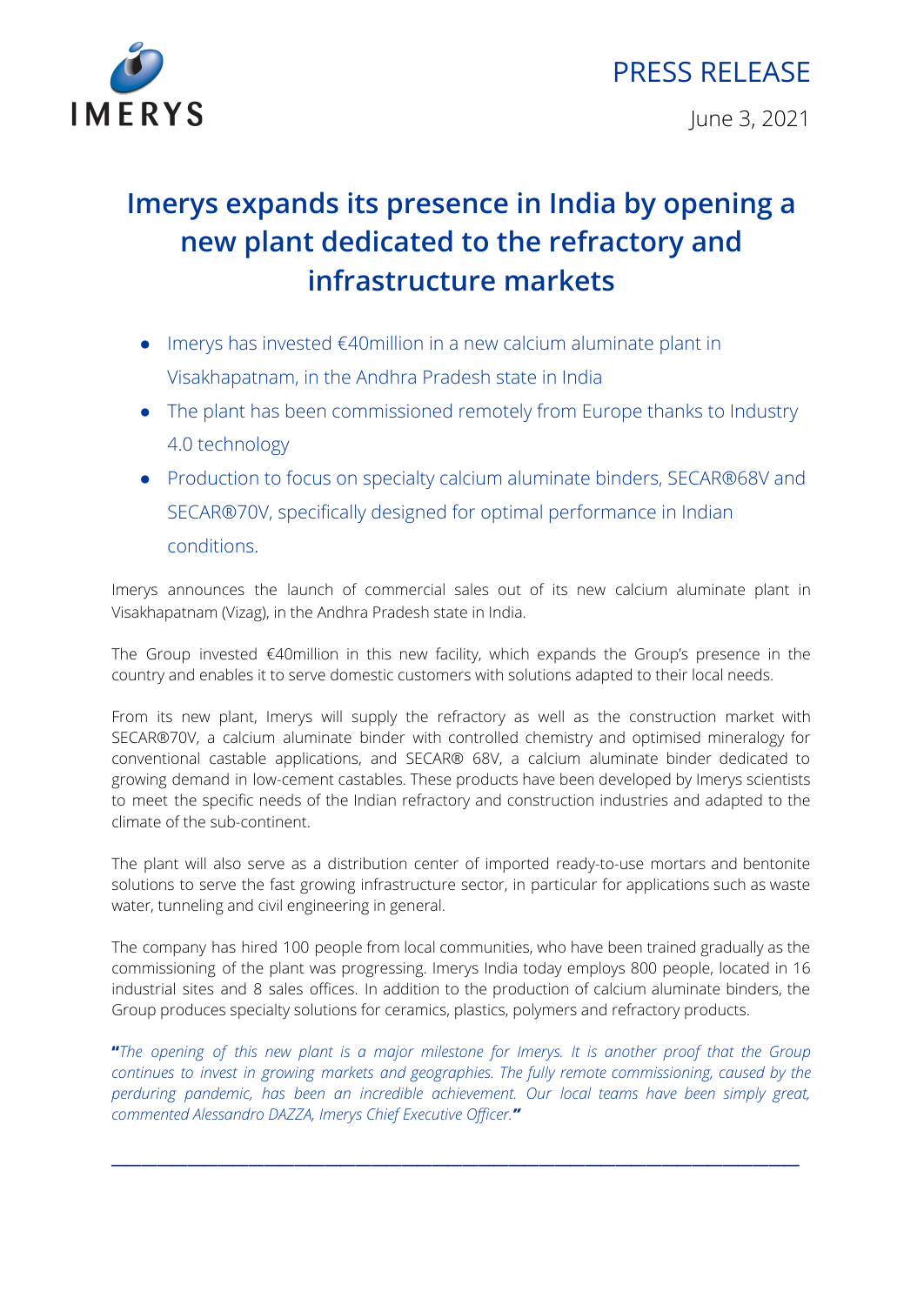IMERYS

PRESS RELEASE

June 3, 2021

# Imerys expands its presence in India by opening a new plant dedicated to the refractory and infrastructure markets

- Imerys has invested €40million in a new calcium aluminate plant in Visakhapatnam, in the Andhra Pradesh state in India
- The plant has been commissioned remotely from Europe thanks to Industry 4.0 technology
- Production to focus on specialty calcium aluminate binders, SECAR®68V and SECAR®70V, specifically designed for optimal performance in Indian conditions.

Imerys announces the launch of commercial sales out of its new calcium aluminate plant in Visakhapatnam (Vizag), in the Andhra Pradesh state in India.

The Group invested €40million in this new facility, which expands the Group's presence in the country and enables it to serve domestic customers with solutions adapted to their local needs.

From its new plant, Imerys will supply the refractory as well as the construction market with SECAR®70V, a calcium aluminate binder with controlled chemistry and optimised mineralogy for conventional castable applications, and SECAR® 68V, a calcium aluminate binder dedicated to growing demand in low-cement castables. These products have been developed by Imerys scientists to meet the specific needs of the Indian refractory and construction industries and adapted to the climate of the sub-continent.

The plant will also serve as a distribution center of imported ready-to-use mortars and bentonite solutions to serve the fast growing infrastructure sector, in particular for applications such as waste water, tunneling and civil engineering in general.

The company has hired 100 people from local communities, who have been trained gradually as the commissioning of the plant was progressing. Imerys India today employs 800 people, located in 16 industrial sites and 8 sales offices. In addition to the production of calcium aluminate binders, the Group produces specialty solutions for ceramics, plastics, polymers and refractory products.

**"***The opening of this new plant is a major milestone for Imerys. It is another proof that the Group continues to invest in growing markets and geographies. The fully remote commissioning, caused by the perduring pandemic, has been an incredible achievement. Our local teams have been simply great, commented Alessandro DAZZA, Imerys Chief Executive Officer.***"**

---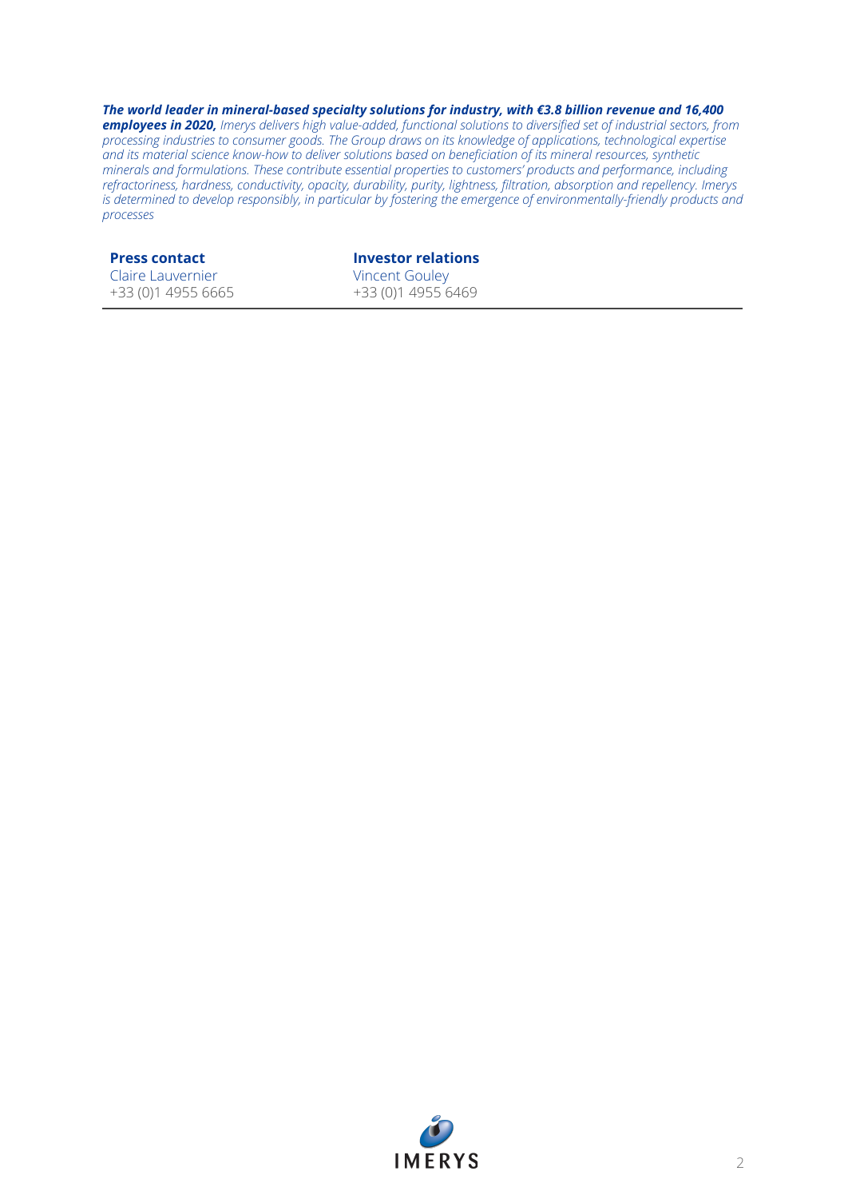***The world leader in mineral-based specialty solutions for industry, with €3.8 billion revenue and 16,400 employees in 2020,*** *Imerys delivers high value-added, functional solutions to diversified set of industrial sectors, from processing industries to consumer goods. The Group draws on its knowledge of applications, technological expertise and its material science know-how to deliver solutions based on beneficiation of its mineral resources, synthetic minerals and formulations. These contribute essential properties to customers' products and performance, including refractoriness, hardness, conductivity, opacity, durability, purity, lightness, filtration, absorption and repellency. Imerys is determined to develop responsibly, in particular by fostering the emergence of environmentally-friendly products and processes*

| **Press contact** | **Investor relations** |
| --- | --- |
| Claire Lauvernier | Vincent Gouley |
| +33 (0)1 4955 6665 | +33 (0)1 4955 6469 |